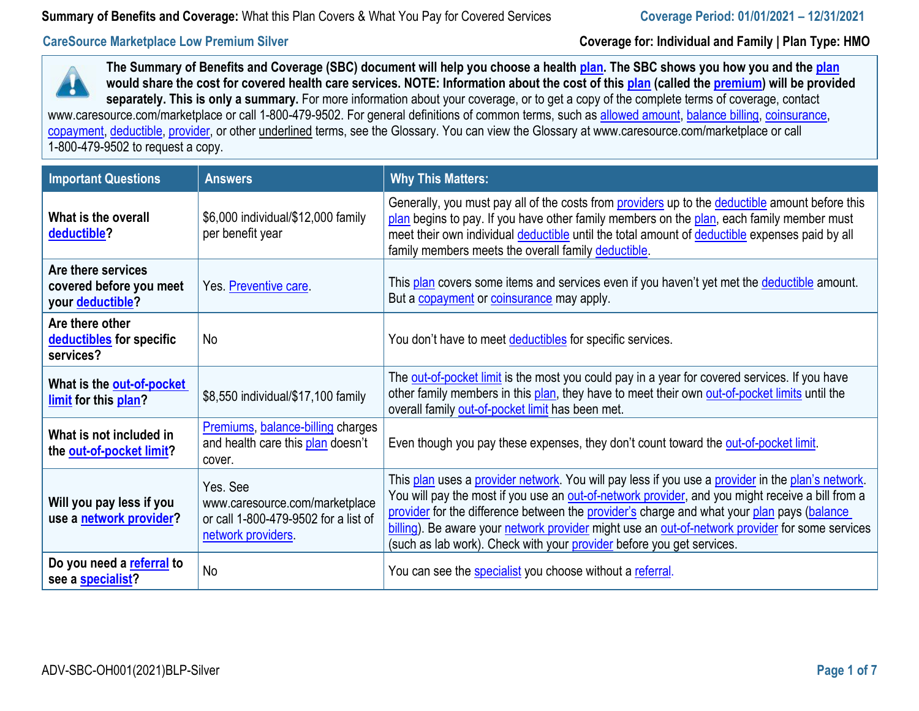**Summary of Benefits and Coverage:** What this Plan Covers & What You Pay for Covered Services — **Coverage Period: 01/01/2021 – 12/31/2021**

**CareSource Marketplace Low Premium Silver** — **Coverage for: Individual and Family | Plan Type: HMO**

**The Summary of Benefits and Coverage (SBC) document will help you choose a health plan. The SBC shows you how you and the plan would share the cost for covered health care services. NOTE: Information about the cost of this plan (called the premium) will be provided separately. This is only a summary.** For more information about your coverage, or to get a copy of the complete terms of coverage, contact www.caresource.com/marketplace or call 1-800-479-9502. For general definitions of common terms, such as allowed amount, balance billing, coinsurance, copayment, deductible, provider, or other underlined terms, see the Glossary. You can view the Glossary at www.caresource.com/marketplace or call 1-800-479-9502 to request a copy.

| Important Questions | Answers | Why This Matters: |
|---|---|---|
| **What is the overall deductible?** | $6,000 individual/$12,000 family per benefit year | Generally, you must pay all of the costs from providers up to the deductible amount before this plan begins to pay. If you have other family members on the plan, each family member must meet their own individual deductible until the total amount of deductible expenses paid by all family members meets the overall family deductible. |
| **Are there services covered before you meet your deductible?** | Yes. Preventive care. | This plan covers some items and services even if you haven't yet met the deductible amount. But a copayment or coinsurance may apply. |
| **Are there other deductibles for specific services?** | No | You don't have to meet deductibles for specific services. |
| **What is the out-of-pocket limit for this plan?** | $8,550 individual/$17,100 family | The out-of-pocket limit is the most you could pay in a year for covered services. If you have other family members in this plan, they have to meet their own out-of-pocket limits until the overall family out-of-pocket limit has been met. |
| **What is not included in the out-of-pocket limit?** | Premiums, balance-billing charges and health care this plan doesn't cover. | Even though you pay these expenses, they don't count toward the out-of-pocket limit. |
| **Will you pay less if you use a network provider?** | Yes. See www.caresource.com/marketplace or call 1-800-479-9502 for a list of network providers. | This plan uses a provider network. You will pay less if you use a provider in the plan's network. You will pay the most if you use an out-of-network provider, and you might receive a bill from a provider for the difference between the provider's charge and what your plan pays (balance billing). Be aware your network provider might use an out-of-network provider for some services (such as lab work). Check with your provider before you get services. |
| **Do you need a referral to see a specialist?** | No | You can see the specialist you choose without a referral. |

ADV-SBC-OH001(2021)BLP-Silver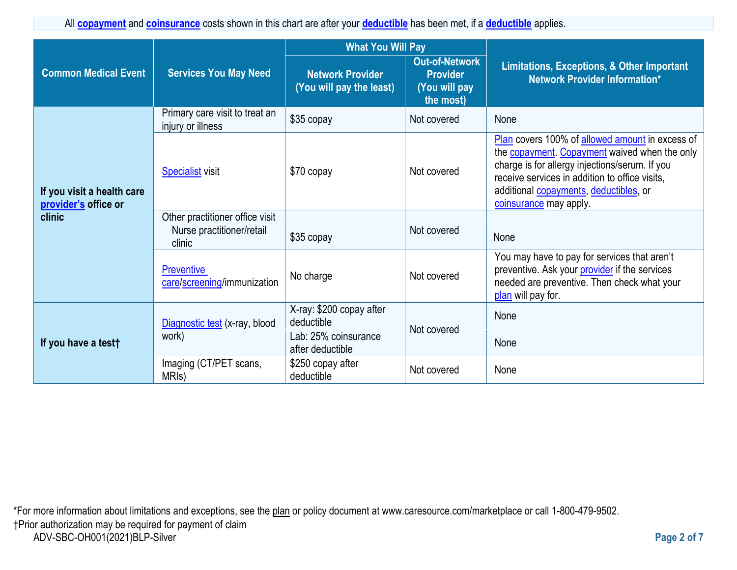All **copayment** and **coinsurance** costs shown in this chart are after your **deductible** has been met, if a **deductible** applies.

| Common Medical Event | Services You May Need | What You Will Pay | | Limitations, Exceptions, & Other Important Network Provider Information* |
|---|---|---|---|---|
| | | Network Provider (You will pay the least) | Out-of-Network Provider (You will pay the most) | |
| If you visit a health care provider's office or clinic | Primary care visit to treat an injury or illness | $35 copay | Not covered | None |
| | Specialist visit | $70 copay | Not covered | Plan covers 100% of allowed amount in excess of the copayment. Copayment waived when the only charge is for allergy injections/serum. If you receive services in addition to office visits, additional copayments, deductibles, or coinsurance may apply. |
| | Other practitioner office visit<br>Nurse practitioner/retail clinic | $35 copay | Not covered | None |
| | Preventive care/screening/immunization | No charge | Not covered | You may have to pay for services that aren't preventive. Ask your provider if the services needed are preventive. Then check what your plan will pay for. |
| If you have a test† | Diagnostic test (x-ray, blood work) | X-ray: $200 copay after deductible<br>Lab: 25% coinsurance after deductible | Not covered | None<br>None |
| | Imaging (CT/PET scans, MRIs) | $250 copay after deductible | Not covered | None |

*For more information about limitations and exceptions, see the plan or policy document at www.caresource.com/marketplace or call 1-800-479-9502.
†Prior authorization may be required for payment of claim

ADV-SBC-OH001(2021)BLP-Silver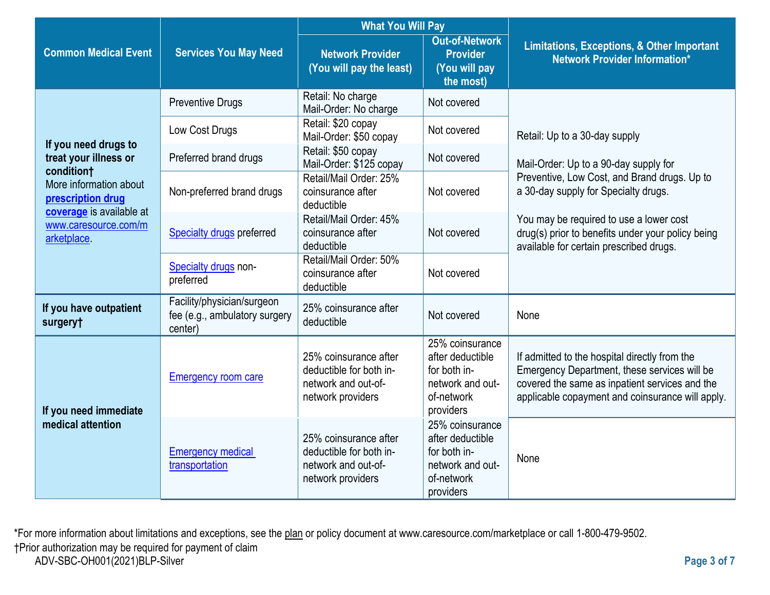| Common Medical Event | Services You May Need | What You Will Pay | | Limitations, Exceptions, & Other Important Network Provider Information* |
|---|---|---|---|---|
| | | Network Provider (You will pay the least) | Out-of-Network Provider (You will pay the most) | |
| **If you need drugs to treat your illness or condition†** More information about **prescription drug coverage** is available at www.caresource.com/marketplace. | Preventive Drugs | Retail: No charge<br>Mail-Order: No charge | Not covered | Retail: Up to a 30-day supply<br><br>Mail-Order: Up to a 90-day supply for Preventive, Low Cost, and Brand drugs. Up to a 30-day supply for Specialty drugs.<br><br>You may be required to use a lower cost drug(s) prior to benefits under your policy being available for certain prescribed drugs. |
| | Low Cost Drugs | Retail: $20 copay<br>Mail-Order: $50 copay | Not covered | |
| | Preferred brand drugs | Retail: $50 copay<br>Mail-Order: $125 copay | Not covered | |
| | Non-preferred brand drugs | Retail/Mail Order: 25% coinsurance after deductible | Not covered | |
| | Specialty drugs preferred | Retail/Mail Order: 45% coinsurance after deductible | Not covered | |
| | Specialty drugs non-preferred | Retail/Mail Order: 50% coinsurance after deductible | Not covered | |
| **If you have outpatient surgery†** | Facility/physician/surgeon fee (e.g., ambulatory surgery center) | 25% coinsurance after deductible | Not covered | None |
| **If you need immediate medical attention** | Emergency room care | 25% coinsurance after deductible for both in-network and out-of-network providers | 25% coinsurance after deductible for both in-network and out-of-network providers | If admitted to the hospital directly from the Emergency Department, these services will be covered the same as inpatient services and the applicable copayment and coinsurance will apply. |
| | Emergency medical transportation | 25% coinsurance after deductible for both in-network and out-of-network providers | 25% coinsurance after deductible for both in-network and out-of-network providers | None |

*For more information about limitations and exceptions, see the plan or policy document at www.caresource.com/marketplace or call 1-800-479-9502.
†Prior authorization may be required for payment of claim
ADV-SBC-OH001(2021)BLP-Silver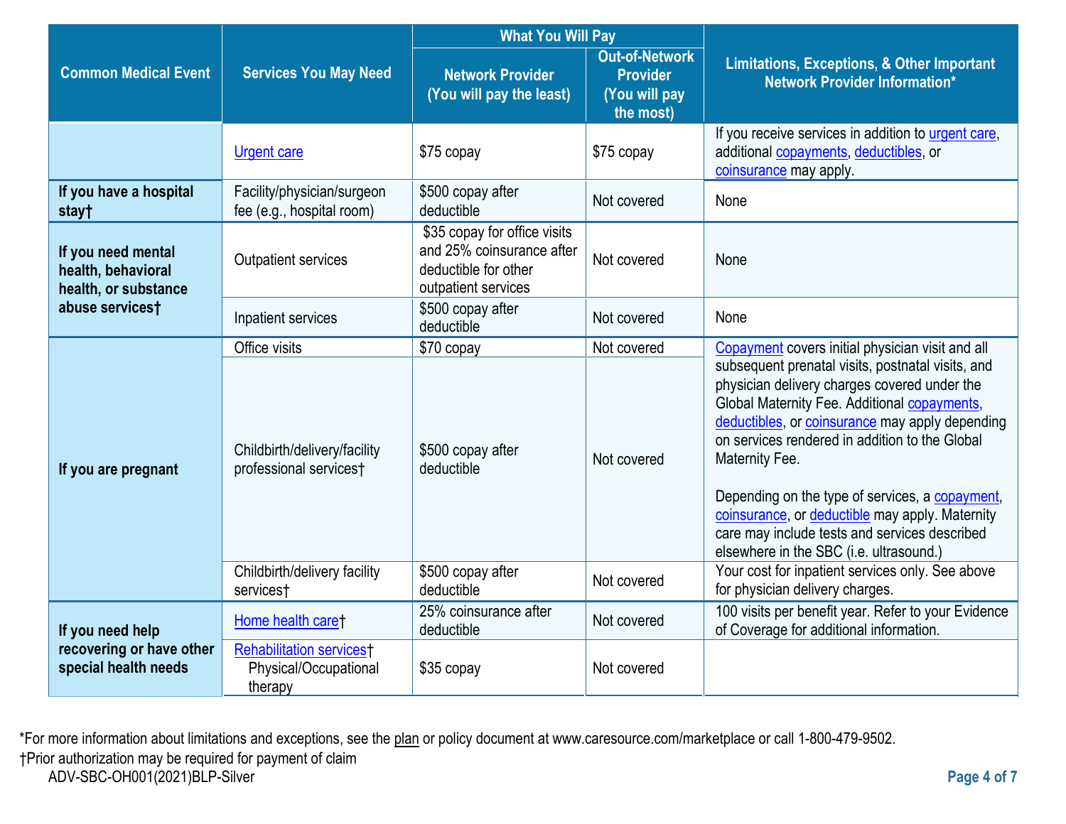| Common Medical Event | Services You May Need | What You Will Pay | | Limitations, Exceptions, & Other Important Network Provider Information* |
|---|---|---|---|---|
| | | Network Provider (You will pay the least) | Out-of-Network Provider (You will pay the most) | |
| | Urgent care | $75 copay | $75 copay | If you receive services in addition to urgent care, additional copayments, deductibles, or coinsurance may apply. |
| If you have a hospital stay† | Facility/physician/surgeon fee (e.g., hospital room) | $500 copay after deductible | Not covered | None |
| If you need mental health, behavioral health, or substance abuse services† | Outpatient services | $35 copay for office visits and 25% coinsurance after deductible for other outpatient services | Not covered | None |
| | Inpatient services | $500 copay after deductible | Not covered | None |
| If you are pregnant | Office visits | $70 copay | Not covered | Copayment covers initial physician visit and all subsequent prenatal visits, postnatal visits, and physician delivery charges covered under the Global Maternity Fee. Additional copayments, deductibles, or coinsurance may apply depending on services rendered in addition to the Global Maternity Fee. Depending on the type of services, a copayment, coinsurance, or deductible may apply. Maternity care may include tests and services described elsewhere in the SBC (i.e. ultrasound.) |
| | Childbirth/delivery/facility professional services† | $500 copay after deductible | Not covered | |
| | Childbirth/delivery facility services† | $500 copay after deductible | Not covered | Your cost for inpatient services only. See above for physician delivery charges. |
| If you need help recovering or have other special health needs | Home health care† | 25% coinsurance after deductible | Not covered | 100 visits per benefit year. Refer to your Evidence of Coverage for additional information. |
| | Rehabilitation services† Physical/Occupational therapy | $35 copay | Not covered | |

*For more information about limitations and exceptions, see the plan or policy document at www.caresource.com/marketplace or call 1-800-479-9502.
†Prior authorization may be required for payment of claim

ADV-SBC-OH001(2021)BLP-Silver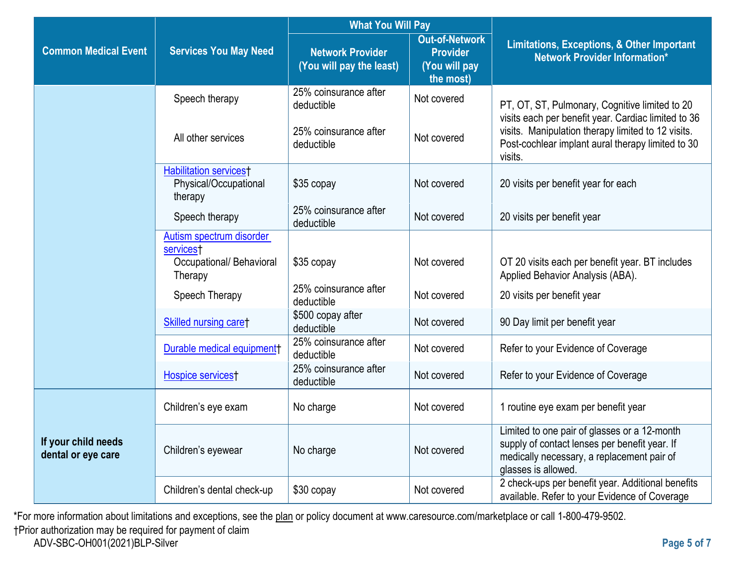| Common Medical Event | Services You May Need | What You Will Pay | | Limitations, Exceptions, & Other Important Network Provider Information* |
|---|---|---|---|---|
| | | Network Provider (You will pay the least) | Out-of-Network Provider (You will pay the most) | |
| | Speech therapy | 25% coinsurance after deductible | Not covered | PT, OT, ST, Pulmonary, Cognitive limited to 20 visits each per benefit year. Cardiac limited to 36 visits. Manipulation therapy limited to 12 visits. Post-cochlear implant aural therapy limited to 30 visits. |
| | All other services | 25% coinsurance after deductible | Not covered | |
| | Habilitation services† Physical/Occupational therapy | $35 copay | Not covered | 20 visits per benefit year for each |
| | Speech therapy | 25% coinsurance after deductible | Not covered | 20 visits per benefit year |
| | Autism spectrum disorder services† Occupational/ Behavioral Therapy | $35 copay | Not covered | OT 20 visits each per benefit year. BT includes Applied Behavior Analysis (ABA). |
| | Speech Therapy | 25% coinsurance after deductible | Not covered | 20 visits per benefit year |
| | Skilled nursing care† | $500 copay after deductible | Not covered | 90 Day limit per benefit year |
| | Durable medical equipment† | 25% coinsurance after deductible | Not covered | Refer to your Evidence of Coverage |
| | Hospice services† | 25% coinsurance after deductible | Not covered | Refer to your Evidence of Coverage |
| If your child needs dental or eye care | Children's eye exam | No charge | Not covered | 1 routine eye exam per benefit year |
| | Children's eyewear | No charge | Not covered | Limited to one pair of glasses or a 12-month supply of contact lenses per benefit year. If medically necessary, a replacement pair of glasses is allowed. |
| | Children's dental check-up | $30 copay | Not covered | 2 check-ups per benefit year. Additional benefits available. Refer to your Evidence of Coverage |

*For more information about limitations and exceptions, see the plan or policy document at www.caresource.com/marketplace or call 1-800-479-9502.

†Prior authorization may be required for payment of claim

ADV-SBC-OH001(2021)BLP-Silver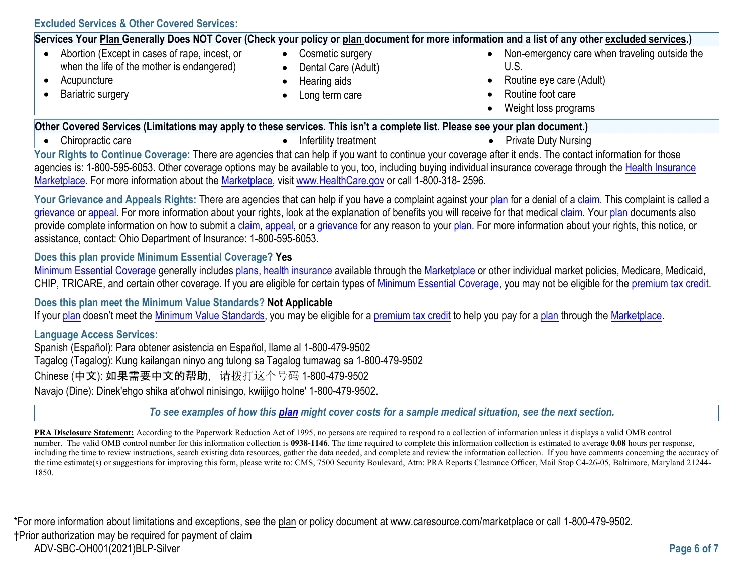### Excluded Services & Other Covered Services:

| Services Your Plan Generally Does NOT Cover (Check your policy or plan document for more information and a list of any other excluded services.) | | |
|---|---|---|
| • Abortion (Except in cases of rape, incest, or when the life of the mother is endangered)<br>• Acupuncture<br>• Bariatric surgery | • Cosmetic surgery<br>• Dental Care (Adult)<br>• Hearing aids<br>• Long term care | • Non-emergency care when traveling outside the U.S.<br>• Routine eye care (Adult)<br>• Routine foot care<br>• Weight loss programs |

| Other Covered Services (Limitations may apply to these services. This isn't a complete list. Please see your plan document.) | | |
|---|---|---|
| • Chiropractic care | • Infertility treatment | • Private Duty Nursing |

**Your Rights to Continue Coverage:** There are agencies that can help if you want to continue your coverage after it ends. The contact information for those agencies is: 1-800-595-6053. Other coverage options may be available to you, too, including buying individual insurance coverage through the Health Insurance Marketplace. For more information about the Marketplace, visit www.HealthCare.gov or call 1-800-318- 2596.

**Your Grievance and Appeals Rights:** There are agencies that can help if you have a complaint against your plan for a denial of a claim. This complaint is called a grievance or appeal. For more information about your rights, look at the explanation of benefits you will receive for that medical claim. Your plan documents also provide complete information on how to submit a claim, appeal, or a grievance for any reason to your plan. For more information about your rights, this notice, or assistance, contact: Ohio Department of Insurance: 1-800-595-6053.

**Does this plan provide Minimum Essential Coverage? Yes**

Minimum Essential Coverage generally includes plans, health insurance available through the Marketplace or other individual market policies, Medicare, Medicaid, CHIP, TRICARE, and certain other coverage. If you are eligible for certain types of Minimum Essential Coverage, you may not be eligible for the premium tax credit.

**Does this plan meet the Minimum Value Standards? Not Applicable**

If your plan doesn't meet the Minimum Value Standards, you may be eligible for a premium tax credit to help you pay for a plan through the Marketplace.

**Language Access Services:**

Spanish (Español): Para obtener asistencia en Español, llame al 1-800-479-9502
Tagalog (Tagalog): Kung kailangan ninyo ang tulong sa Tagalog tumawag sa 1-800-479-9502
Chinese (中文): 如果需要中文的帮助，请拨打这个号码 1-800-479-9502
Navajo (Dine): Dinek'ehgo shika at'ohwol ninisingo, kwiijigo holne' 1-800-479-9502.

*To see examples of how this **plan** might cover costs for a sample medical situation, see the next section.*

**PRA Disclosure Statement:** According to the Paperwork Reduction Act of 1995, no persons are required to respond to a collection of information unless it displays a valid OMB control number. The valid OMB control number for this information collection is **0938-1146**. The time required to complete this information collection is estimated to average **0.08** hours per response, including the time to review instructions, search existing data resources, gather the data needed, and complete and review the information collection. If you have comments concerning the accuracy of the time estimate(s) or suggestions for improving this form, please write to: CMS, 7500 Security Boulevard, Attn: PRA Reports Clearance Officer, Mail Stop C4-26-05, Baltimore, Maryland 21244-1850.

*For more information about limitations and exceptions, see the plan or policy document at www.caresource.com/marketplace or call 1-800-479-9502.
†Prior authorization may be required for payment of claim
ADV-SBC-OH001(2021)BLP-Silver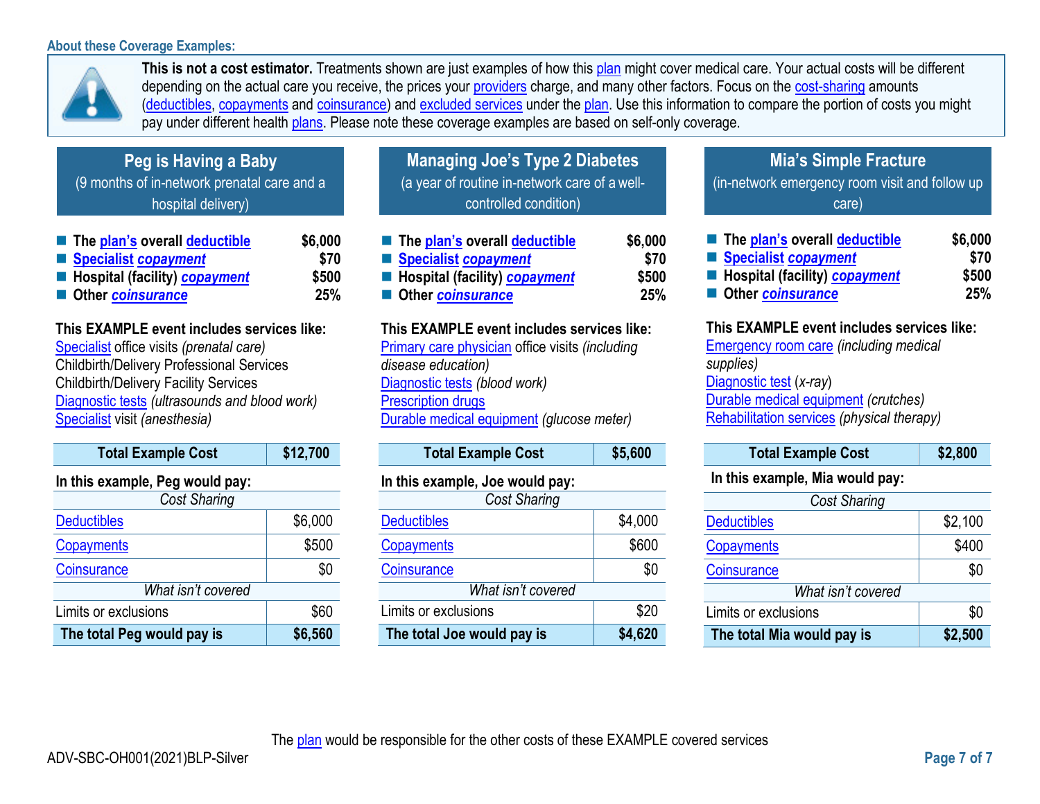**About these Coverage Examples:**

**This is not a cost estimator.** Treatments shown are just examples of how this plan might cover medical care. Your actual costs will be different depending on the actual care you receive, the prices your providers charge, and many other factors. Focus on the cost-sharing amounts (deductibles, copayments and coinsurance) and excluded services under the plan. Use this information to compare the portion of costs you might pay under different health plans. Please note these coverage examples are based on self-only coverage.

## Peg is Having a Baby
(9 months of in-network prenatal care and a hospital delivery)

- **The plan's overall deductible** **$6,000**
- **Specialist copayment** **$70**
- **Hospital (facility) copayment** **$500**
- **Other coinsurance** **25%**

**This EXAMPLE event includes services like:**
Specialist office visits *(prenatal care)*
Childbirth/Delivery Professional Services
Childbirth/Delivery Facility Services
Diagnostic tests *(ultrasounds and blood work)*
Specialist visit *(anesthesia)*

| **Total Example Cost** | **$12,700** |
|---|---|
| **In this example, Peg would pay:** | |
| *Cost Sharing* | |
| Deductibles | $6,000 |
| Copayments | $500 |
| Coinsurance | $0 |
| *What isn't covered* | |
| Limits or exclusions | $60 |
| **The total Peg would pay is** | **$6,560** |

## Managing Joe's Type 2 Diabetes
(a year of routine in-network care of a well-controlled condition)

- **The plan's overall deductible** **$6,000**
- **Specialist copayment** **$70**
- **Hospital (facility) copayment** **$500**
- **Other coinsurance** **25%**

**This EXAMPLE event includes services like:**
Primary care physician office visits *(including disease education)*
Diagnostic tests *(blood work)*
Prescription drugs
Durable medical equipment *(glucose meter)*

| **Total Example Cost** | **$5,600** |
|---|---|
| **In this example, Joe would pay:** | |
| *Cost Sharing* | |
| Deductibles | $4,000 |
| Copayments | $600 |
| Coinsurance | $0 |
| *What isn't covered* | |
| Limits or exclusions | $20 |
| **The total Joe would pay is** | **$4,620** |

## Mia's Simple Fracture
(in-network emergency room visit and follow up care)

- **The plan's overall deductible** **$6,000**
- **Specialist copayment** **$70**
- **Hospital (facility) copayment** **$500**
- **Other coinsurance** **25%**

**This EXAMPLE event includes services like:**
Emergency room care *(including medical supplies)*
Diagnostic test *(x-ray)*
Durable medical equipment *(crutches)*
Rehabilitation services *(physical therapy)*

| **Total Example Cost** | **$2,800** |
|---|---|
| **In this example, Mia would pay:** | |
| *Cost Sharing* | |
| Deductibles | $2,100 |
| Copayments | $400 |
| Coinsurance | $0 |
| *What isn't covered* | |
| Limits or exclusions | $0 |
| **The total Mia would pay is** | **$2,500** |

The plan would be responsible for the other costs of these EXAMPLE covered services

ADV-SBC-OH001(2021)BLP-Silver